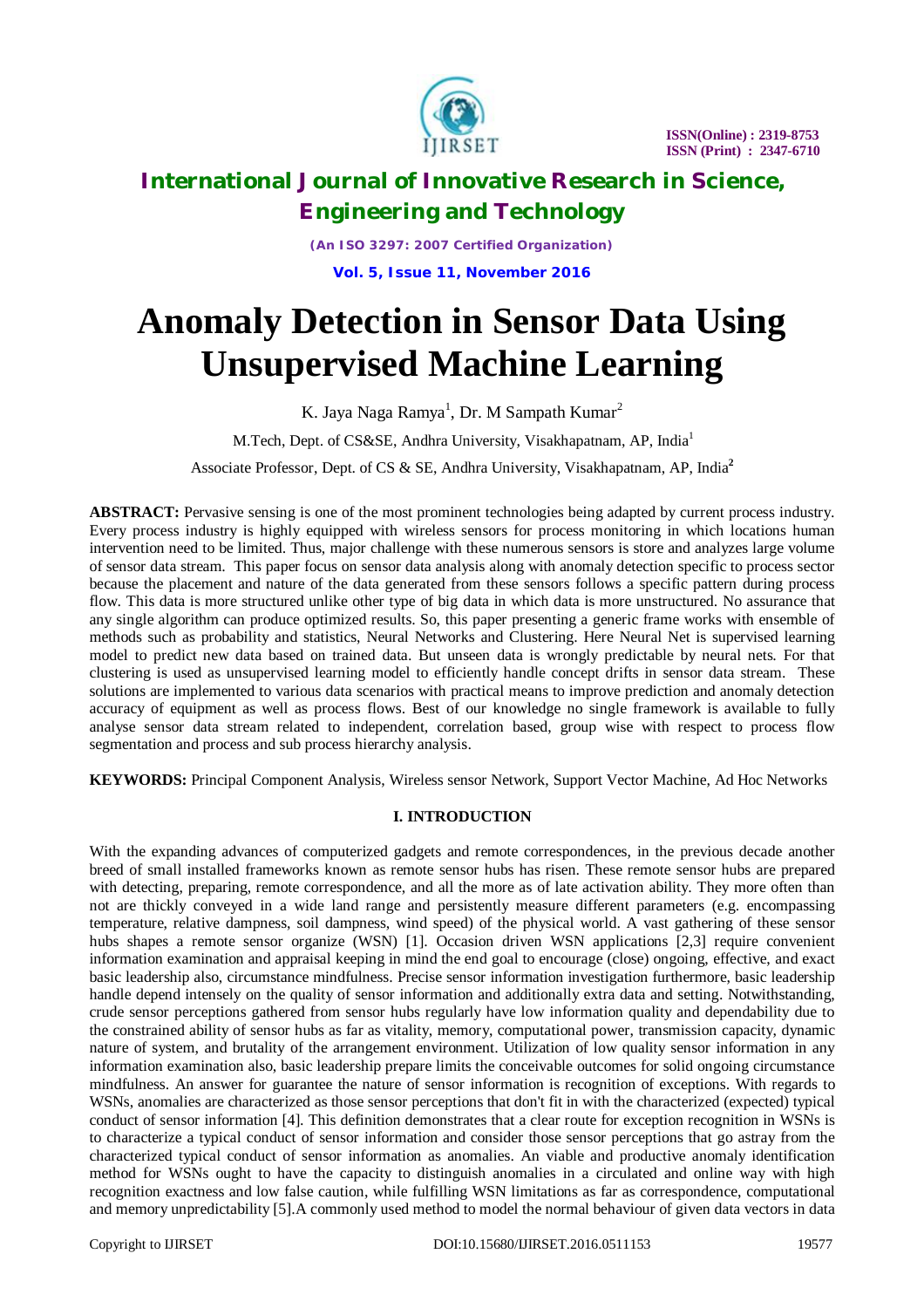# Anomaly Detection in Sensor Data Using Unsupervised Machine Learning

K. Jaya Naga Ramya[1], Dr. M Sampath Kumar[2]

M.Tech, Dept. of CS&SE, Andhra University, Visakhapatnam, AP, India[1]

Associate Professor, Dept. of CS & SE, Andhra University, Visakhapatnam, AP, India[2]

**ABSTRACT:** Pervasive sensing is one of the most prominent technologies being adapted by current process industry. Every process industry is highly equipped with wireless sensors for process monitoring in which locations human intervention need to be limited. Thus, major challenge with these numerous sensors is store and analyzes large volume of sensor data stream. This paper focus on sensor data analysis along with anomaly detection specific to process sector because the placement and nature of the data generated from these sensors follows a specific pattern during process flow. This data is more structured unlike other type of big data in which data is more unstructured. No assurance that any single algorithm can produce optimized results. So, this paper presenting a generic frame works with ensemble of methods such as probability and statistics, Neural Networks and Clustering. Here Neural Net is supervised learning model to predict new data based on trained data. But unseen data is wrongly predictable by neural nets. For that clustering is used as unsupervised learning model to efficiently handle concept drifts in sensor data stream. These solutions are implemented to various data scenarios with practical means to improve prediction and anomaly detection accuracy of equipment as well as process flows. Best of our knowledge no single framework is available to fully analyse sensor data stream related to independent, correlation based, group wise with respect to process flow segmentation and process and sub process hierarchy analysis.

**KEYWORDS:** Principal Component Analysis, Wireless sensor Network, Support Vector Machine, Ad Hoc Networks

## I. INTRODUCTION

With the expanding advances of computerized gadgets and remote correspondences, in the previous decade another breed of small installed frameworks known as remote sensor hubs has risen. These remote sensor hubs are prepared with detecting, preparing, remote correspondence, and all the more as of late activation ability. They more often than not are thickly conveyed in a wide land range and persistently measure different parameters (e.g. encompassing temperature, relative dampness, soil dampness, wind speed) of the physical world. A vast gathering of these sensor hubs shapes a remote sensor organize (WSN) [1]. Occasion driven WSN applications [2,3] require convenient information examination and appraisal keeping in mind the end goal to encourage (close) ongoing, effective, and exact basic leadership also, circumstance mindfulness. Precise sensor information investigation furthermore, basic leadership handle depend intensely on the quality of sensor information and additionally extra data and setting. Notwithstanding, crude sensor perceptions gathered from sensor hubs regularly have low information quality and dependability due to the constrained ability of sensor hubs as far as vitality, memory, computational power, transmission capacity, dynamic nature of system, and brutality of the arrangement environment. Utilization of low quality sensor information in any information examination also, basic leadership prepare limits the conceivable outcomes for solid ongoing circumstance mindfulness. An answer for guarantee the nature of sensor information is recognition of exceptions. With regards to WSNs, anomalies are characterized as those sensor perceptions that don't fit in with the characterized (expected) typical conduct of sensor information [4]. This definition demonstrates that a clear route for exception recognition in WSNs is to characterize a typical conduct of sensor information and consider those sensor perceptions that go astray from the characterized typical conduct of sensor information as anomalies. An viable and productive anomaly identification method for WSNs ought to have the capacity to distinguish anomalies in a circulated and online way with high recognition exactness and low false caution, while fulfilling WSN limitations as far as correspondence, computational and memory unpredictability [5].A commonly used method to model the normal behaviour of given data vectors in data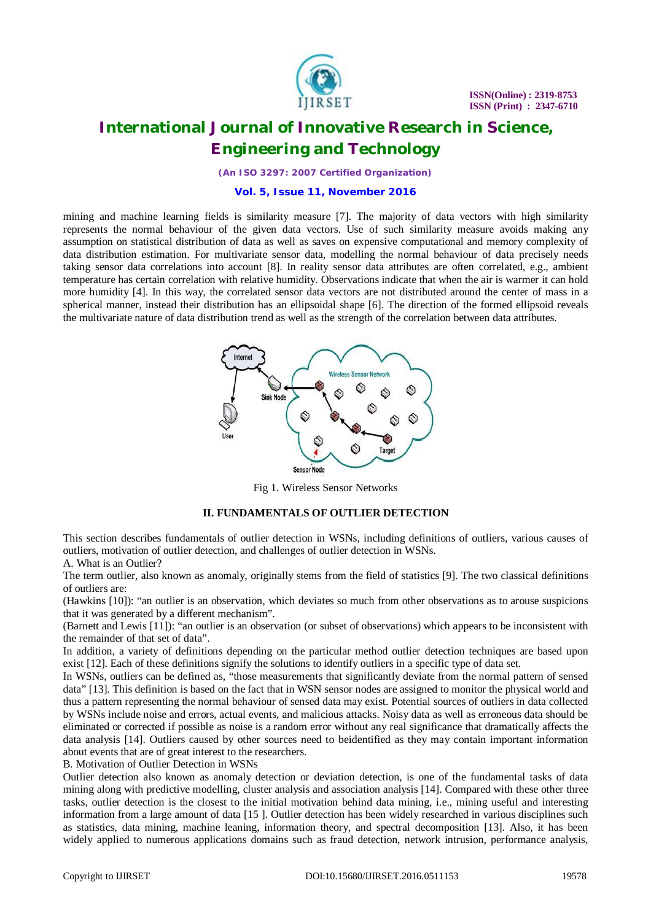mining and machine learning fields is similarity measure [7]. The majority of data vectors with high similarity represents the normal behaviour of the given data vectors. Use of such similarity measure avoids making any assumption on statistical distribution of data as well as saves on expensive computational and memory complexity of data distribution estimation. For multivariate sensor data, modelling the normal behaviour of data precisely needs taking sensor data correlations into account [8]. In reality sensor data attributes are often correlated, e.g., ambient temperature has certain correlation with relative humidity. Observations indicate that when the air is warmer it can hold more humidity [4]. In this way, the correlated sensor data vectors are not distributed around the center of mass in a spherical manner, instead their distribution has an ellipsoidal shape [6]. The direction of the formed ellipsoid reveals the multivariate nature of data distribution trend as well as the strength of the correlation between data attributes.

Fig 1. Wireless Sensor Networks

## II. FUNDAMENTALS OF OUTLIER DETECTION

This section describes fundamentals of outlier detection in WSNs, including definitions of outliers, various causes of outliers, motivation of outlier detection, and challenges of outlier detection in WSNs.

### A. What is an Outlier?

The term outlier, also known as anomaly, originally stems from the field of statistics [9]. The two classical definitions of outliers are:

(Hawkins [10]): "an outlier is an observation, which deviates so much from other observations as to arouse suspicions that it was generated by a different mechanism".

(Barnett and Lewis [11]): "an outlier is an observation (or subset of observations) which appears to be inconsistent with the remainder of that set of data".

In addition, a variety of definitions depending on the particular method outlier detection techniques are based upon exist [12]. Each of these definitions signify the solutions to identify outliers in a specific type of data set.

In WSNs, outliers can be defined as, "those measurements that significantly deviate from the normal pattern of sensed data" [13]. This definition is based on the fact that in WSN sensor nodes are assigned to monitor the physical world and thus a pattern representing the normal behaviour of sensed data may exist. Potential sources of outliers in data collected by WSNs include noise and errors, actual events, and malicious attacks. Noisy data as well as erroneous data should be eliminated or corrected if possible as noise is a random error without any real significance that dramatically affects the data analysis [14]. Outliers caused by other sources need to beidentified as they may contain important information about events that are of great interest to the researchers.

### B. Motivation of Outlier Detection in WSNs

Outlier detection also known as anomaly detection or deviation detection, is one of the fundamental tasks of data mining along with predictive modelling, cluster analysis and association analysis [14]. Compared with these other three tasks, outlier detection is the closest to the initial motivation behind data mining, i.e., mining useful and interesting information from a large amount of data [15 ]. Outlier detection has been widely researched in various disciplines such as statistics, data mining, machine leaning, information theory, and spectral decomposition [13]. Also, it has been widely applied to numerous applications domains such as fraud detection, network intrusion, performance analysis,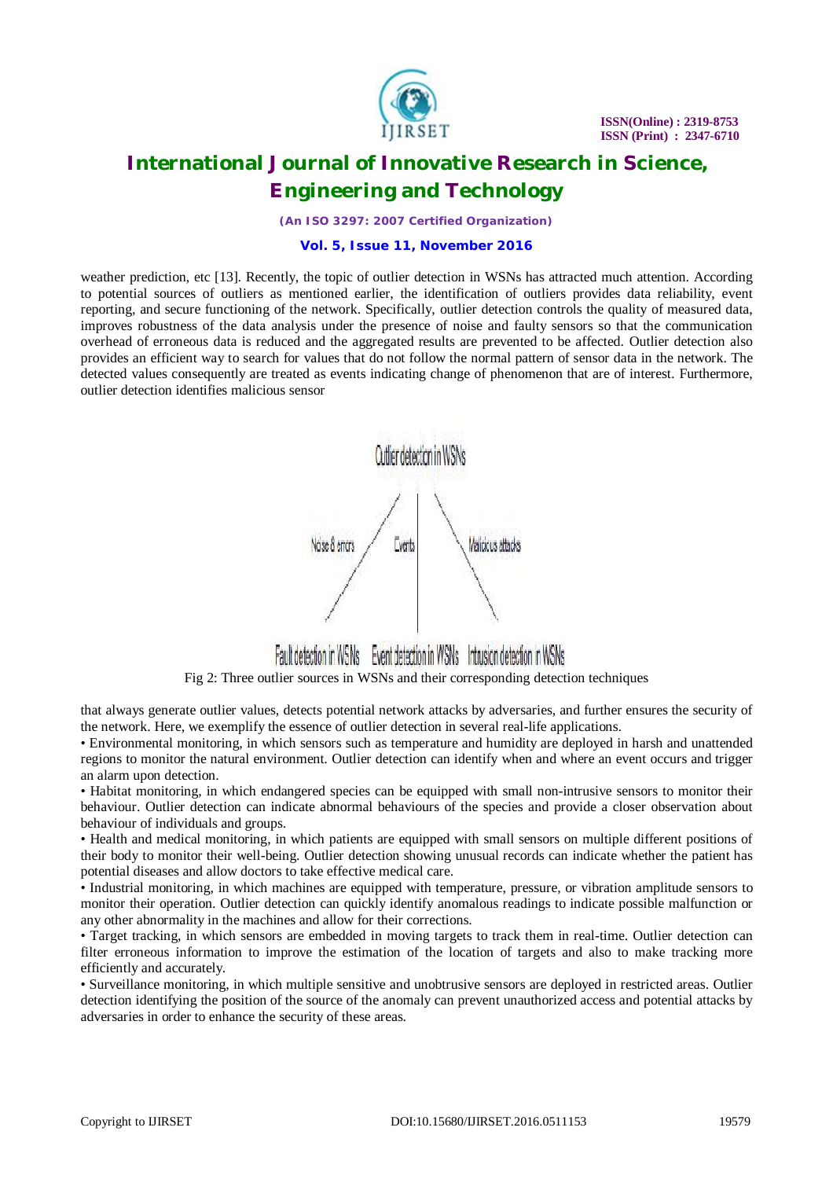weather prediction, etc [13]. Recently, the topic of outlier detection in WSNs has attracted much attention. According to potential sources of outliers as mentioned earlier, the identification of outliers provides data reliability, event reporting, and secure functioning of the network. Specifically, outlier detection controls the quality of measured data, improves robustness of the data analysis under the presence of noise and faulty sensors so that the communication overhead of erroneous data is reduced and the aggregated results are prevented to be affected. Outlier detection also provides an efficient way to search for values that do not follow the normal pattern of sensor data in the network. The detected values consequently are treated as events indicating change of phenomenon that are of interest. Furthermore, outlier detection identifies malicious sensor

Outlier detection in WSNs

Noise & errors

Events

Malicious attacks

Fault detection in WSNs

Event detection in WSNs

Intrusion detection in WSNs

Fig 2: Three outlier sources in WSNs and their corresponding detection techniques

that always generate outlier values, detects potential network attacks by adversaries, and further ensures the security of the network. Here, we exemplify the essence of outlier detection in several real-life applications.

- Environmental monitoring, in which sensors such as temperature and humidity are deployed in harsh and unattended regions to monitor the natural environment. Outlier detection can identify when and where an event occurs and trigger an alarm upon detection.
- Habitat monitoring, in which endangered species can be equipped with small non-intrusive sensors to monitor their behaviour. Outlier detection can indicate abnormal behaviours of the species and provide a closer observation about behaviour of individuals and groups.
- Health and medical monitoring, in which patients are equipped with small sensors on multiple different positions of their body to monitor their well-being. Outlier detection showing unusual records can indicate whether the patient has potential diseases and allow doctors to take effective medical care.
- Industrial monitoring, in which machines are equipped with temperature, pressure, or vibration amplitude sensors to monitor their operation. Outlier detection can quickly identify anomalous readings to indicate possible malfunction or any other abnormality in the machines and allow for their corrections.
- Target tracking, in which sensors are embedded in moving targets to track them in real-time. Outlier detection can filter erroneous information to improve the estimation of the location of targets and also to make tracking more efficiently and accurately.
- Surveillance monitoring, in which multiple sensitive and unobtrusive sensors are deployed in restricted areas. Outlier detection identifying the position of the source of the anomaly can prevent unauthorized access and potential attacks by adversaries in order to enhance the security of these areas.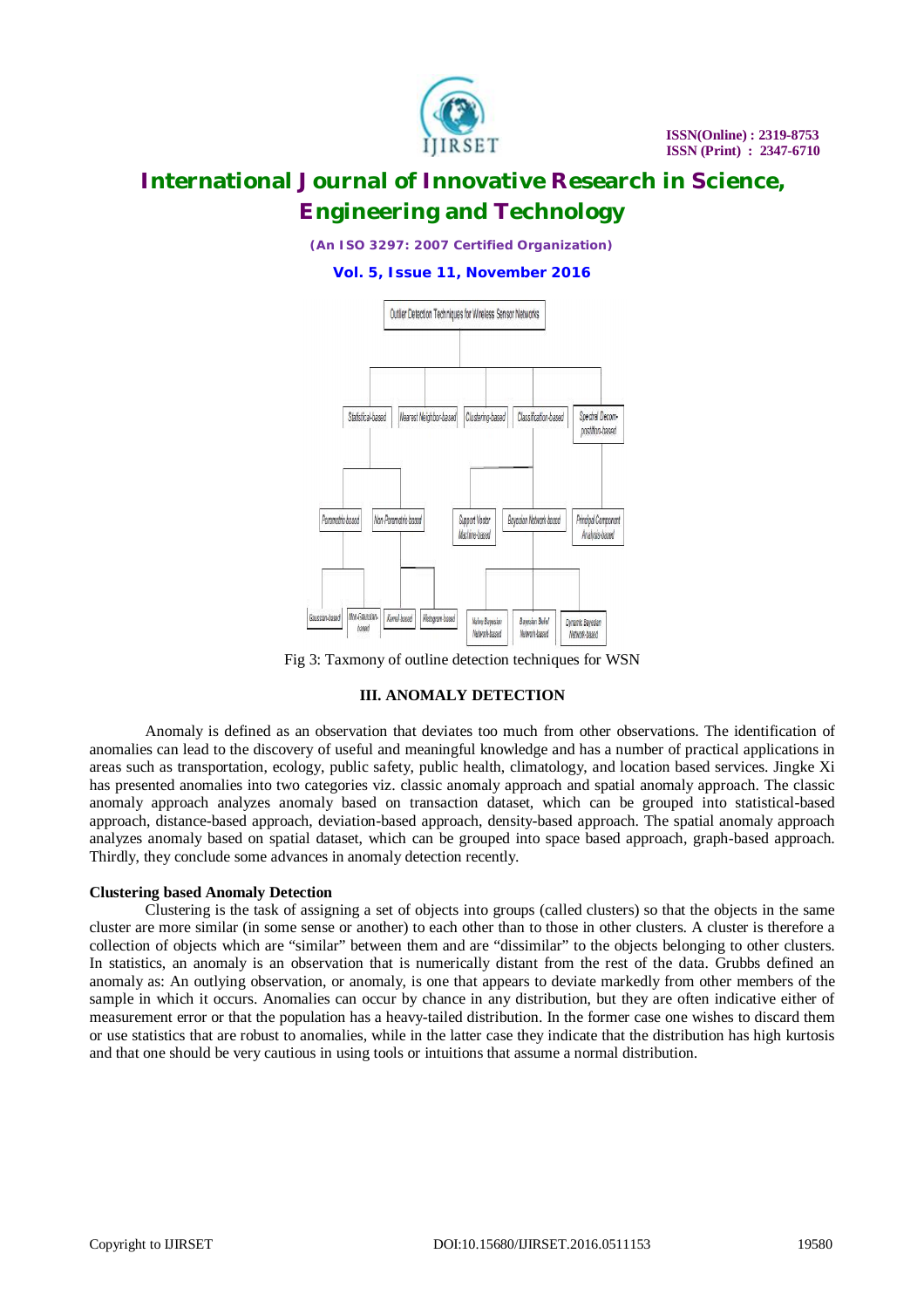- Outlier Detection Techniques for Wireless Sensor Networks
  - Statistical-based
    - Parametric-based
      - Gaussian-based
      - Non-Gaussian-based
    - Non-Parametric-based
      - Kernel-based
      - Histogram based
  - Nearest Neighbor-based
  - Clustering-based
  - Classification-based
    - Support Vector Machine-based
    - Bayesian Network-based
      - Naïve Bayesian Network-based
      - Bayesian Belief Network-based
      - Dynamic Bayesian Network-based
  - Spectral Decom-position-based
    - Principal Component Analysis-based

Fig 3: Taxmony of outline detection techniques for WSN

## III. ANOMALY DETECTION

Anomaly is defined as an observation that deviates too much from other observations. The identification of anomalies can lead to the discovery of useful and meaningful knowledge and has a number of practical applications in areas such as transportation, ecology, public safety, public health, climatology, and location based services. Jingke Xi has presented anomalies into two categories viz. classic anomaly approach and spatial anomaly approach. The classic anomaly approach analyzes anomaly based on transaction dataset, which can be grouped into statistical-based approach, distance-based approach, deviation-based approach, density-based approach. The spatial anomaly approach analyzes anomaly based on spatial dataset, which can be grouped into space based approach, graph-based approach. Thirdly, they conclude some advances in anomaly detection recently.

### Clustering based Anomaly Detection

Clustering is the task of assigning a set of objects into groups (called clusters) so that the objects in the same cluster are more similar (in some sense or another) to each other than to those in other clusters. A cluster is therefore a collection of objects which are "similar" between them and are "dissimilar" to the objects belonging to other clusters. In statistics, an anomaly is an observation that is numerically distant from the rest of the data. Grubbs defined an anomaly as: An outlying observation, or anomaly, is one that appears to deviate markedly from other members of the sample in which it occurs. Anomalies can occur by chance in any distribution, but they are often indicative either of measurement error or that the population has a heavy-tailed distribution. In the former case one wishes to discard them or use statistics that are robust to anomalies, while in the latter case they indicate that the distribution has high kurtosis and that one should be very cautious in using tools or intuitions that assume a normal distribution.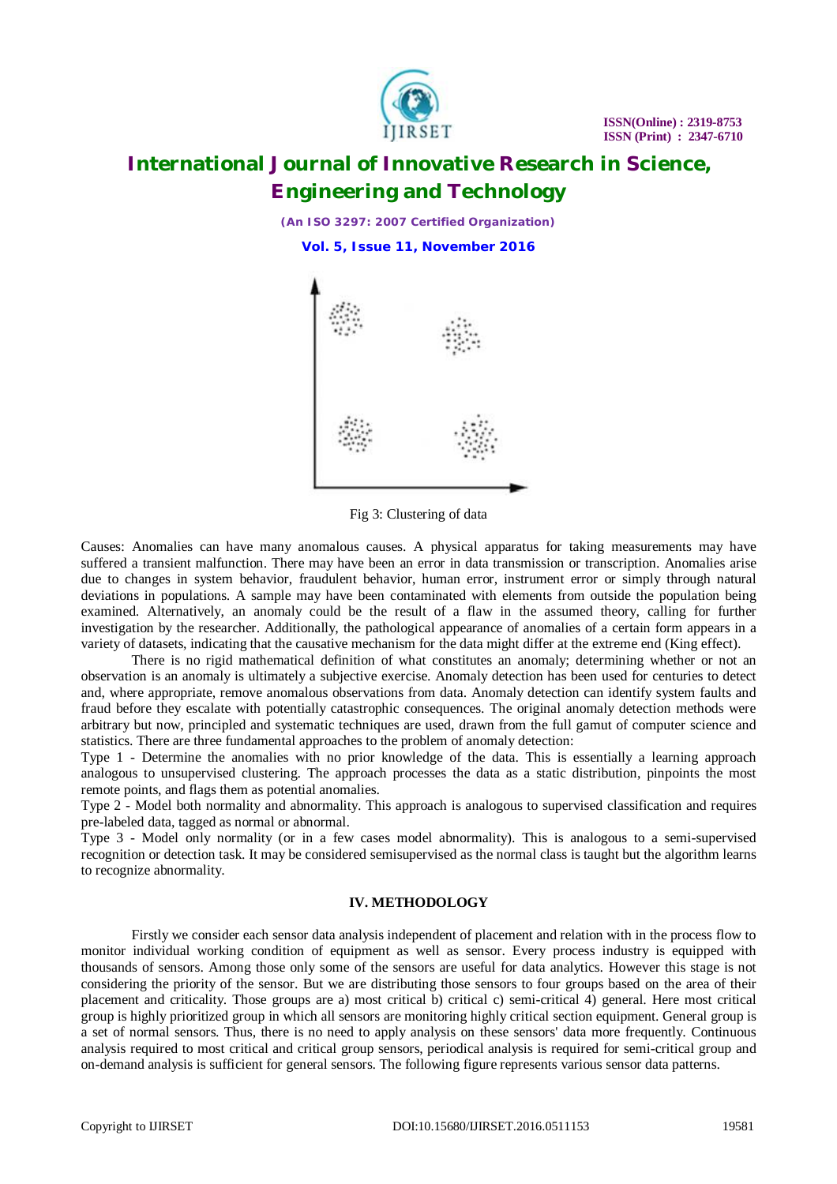Fig 3: Clustering of data

Causes: Anomalies can have many anomalous causes. A physical apparatus for taking measurements may have suffered a transient malfunction. There may have been an error in data transmission or transcription. Anomalies arise due to changes in system behavior, fraudulent behavior, human error, instrument error or simply through natural deviations in populations. A sample may have been contaminated with elements from outside the population being examined. Alternatively, an anomaly could be the result of a flaw in the assumed theory, calling for further investigation by the researcher. Additionally, the pathological appearance of anomalies of a certain form appears in a variety of datasets, indicating that the causative mechanism for the data might differ at the extreme end (King effect).

There is no rigid mathematical definition of what constitutes an anomaly; determining whether or not an observation is an anomaly is ultimately a subjective exercise. Anomaly detection has been used for centuries to detect and, where appropriate, remove anomalous observations from data. Anomaly detection can identify system faults and fraud before they escalate with potentially catastrophic consequences. The original anomaly detection methods were arbitrary but now, principled and systematic techniques are used, drawn from the full gamut of computer science and statistics. There are three fundamental approaches to the problem of anomaly detection:

Type 1 - Determine the anomalies with no prior knowledge of the data. This is essentially a learning approach analogous to unsupervised clustering. The approach processes the data as a static distribution, pinpoints the most remote points, and flags them as potential anomalies.

Type 2 - Model both normality and abnormality. This approach is analogous to supervised classification and requires pre-labeled data, tagged as normal or abnormal.

Type 3 - Model only normality (or in a few cases model abnormality). This is analogous to a semi-supervised recognition or detection task. It may be considered semisupervised as the normal class is taught but the algorithm learns to recognize abnormality.

## IV. METHODOLOGY

Firstly we consider each sensor data analysis independent of placement and relation with in the process flow to monitor individual working condition of equipment as well as sensor. Every process industry is equipped with thousands of sensors. Among those only some of the sensors are useful for data analytics. However this stage is not considering the priority of the sensor. But we are distributing those sensors to four groups based on the area of their placement and criticality. Those groups are a) most critical b) critical c) semi-critical 4) general. Here most critical group is highly prioritized group in which all sensors are monitoring highly critical section equipment. General group is a set of normal sensors. Thus, there is no need to apply analysis on these sensors' data more frequently. Continuous analysis required to most critical and critical group sensors, periodical analysis is required for semi-critical group and on-demand analysis is sufficient for general sensors. The following figure represents various sensor data patterns.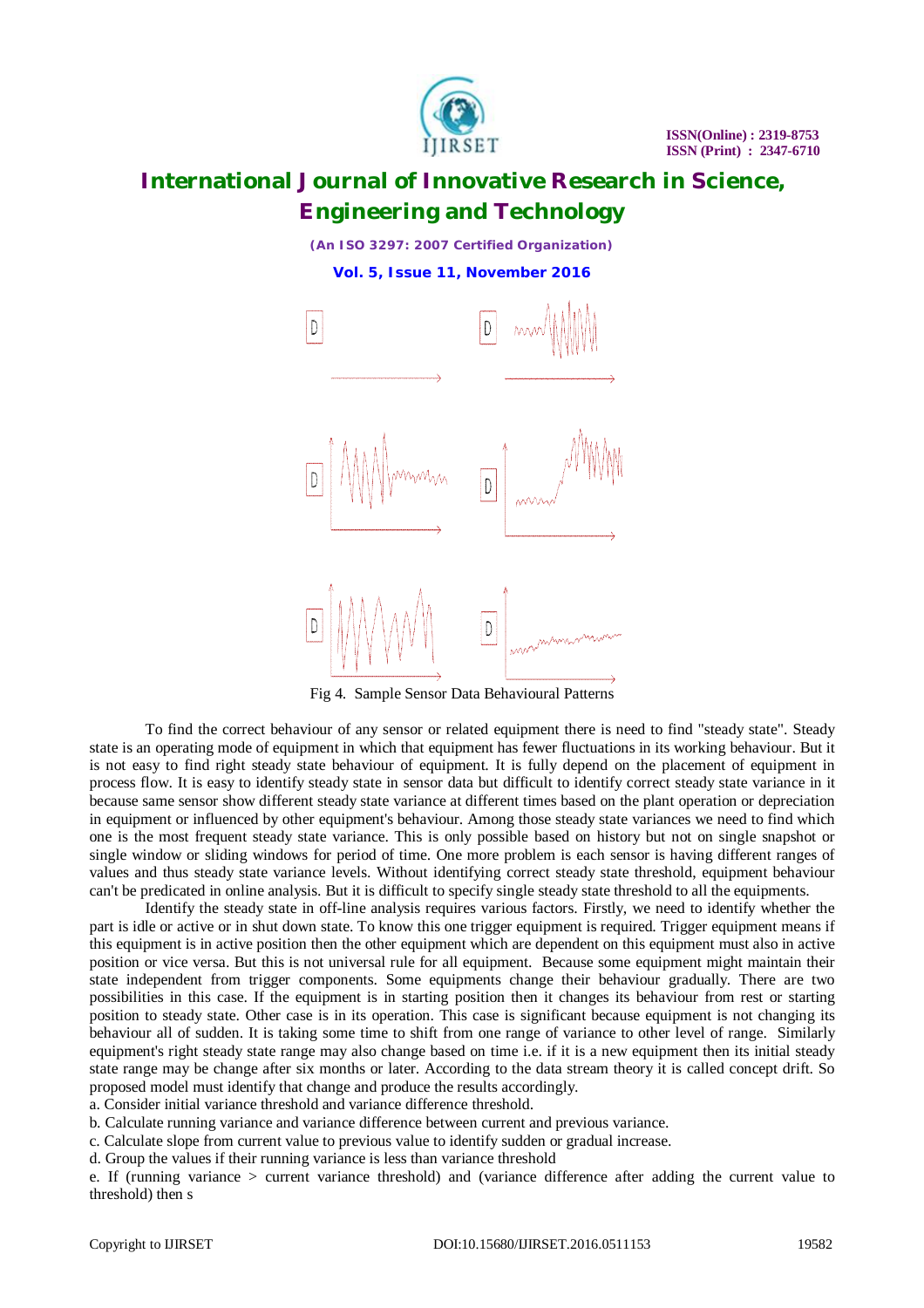Fig 4. Sample Sensor Data Behavioural Patterns

To find the correct behaviour of any sensor or related equipment there is need to find "steady state". Steady state is an operating mode of equipment in which that equipment has fewer fluctuations in its working behaviour. But it is not easy to find right steady state behaviour of equipment. It is fully depend on the placement of equipment in process flow. It is easy to identify steady state in sensor data but difficult to identify correct steady state variance in it because same sensor show different steady state variance at different times based on the plant operation or depreciation in equipment or influenced by other equipment's behaviour. Among those steady state variances we need to find which one is the most frequent steady state variance. This is only possible based on history but not on single snapshot or single window or sliding windows for period of time. One more problem is each sensor is having different ranges of values and thus steady state variance levels. Without identifying correct steady state threshold, equipment behaviour can't be predicated in online analysis. But it is difficult to specify single steady state threshold to all the equipments.

Identify the steady state in off-line analysis requires various factors. Firstly, we need to identify whether the part is idle or active or in shut down state. To know this one trigger equipment is required. Trigger equipment means if this equipment is in active position then the other equipment which are dependent on this equipment must also in active position or vice versa. But this is not universal rule for all equipment. Because some equipment might maintain their state independent from trigger components. Some equipments change their behaviour gradually. There are two possibilities in this case. If the equipment is in starting position then it changes its behaviour from rest or starting position to steady state. Other case is in its operation. This case is significant because equipment is not changing its behaviour all of sudden. It is taking some time to shift from one range of variance to other level of range. Similarly equipment's right steady state range may also change based on time i.e. if it is a new equipment then its initial steady state range may be change after six months or later. According to the data stream theory it is called concept drift. So proposed model must identify that change and produce the results accordingly.

a. Consider initial variance threshold and variance difference threshold.

b. Calculate running variance and variance difference between current and previous variance.

c. Calculate slope from current value to previous value to identify sudden or gradual increase.

d. Group the values if their running variance is less than variance threshold

e. If (running variance > current variance threshold) and (variance difference after adding the current value to threshold) then s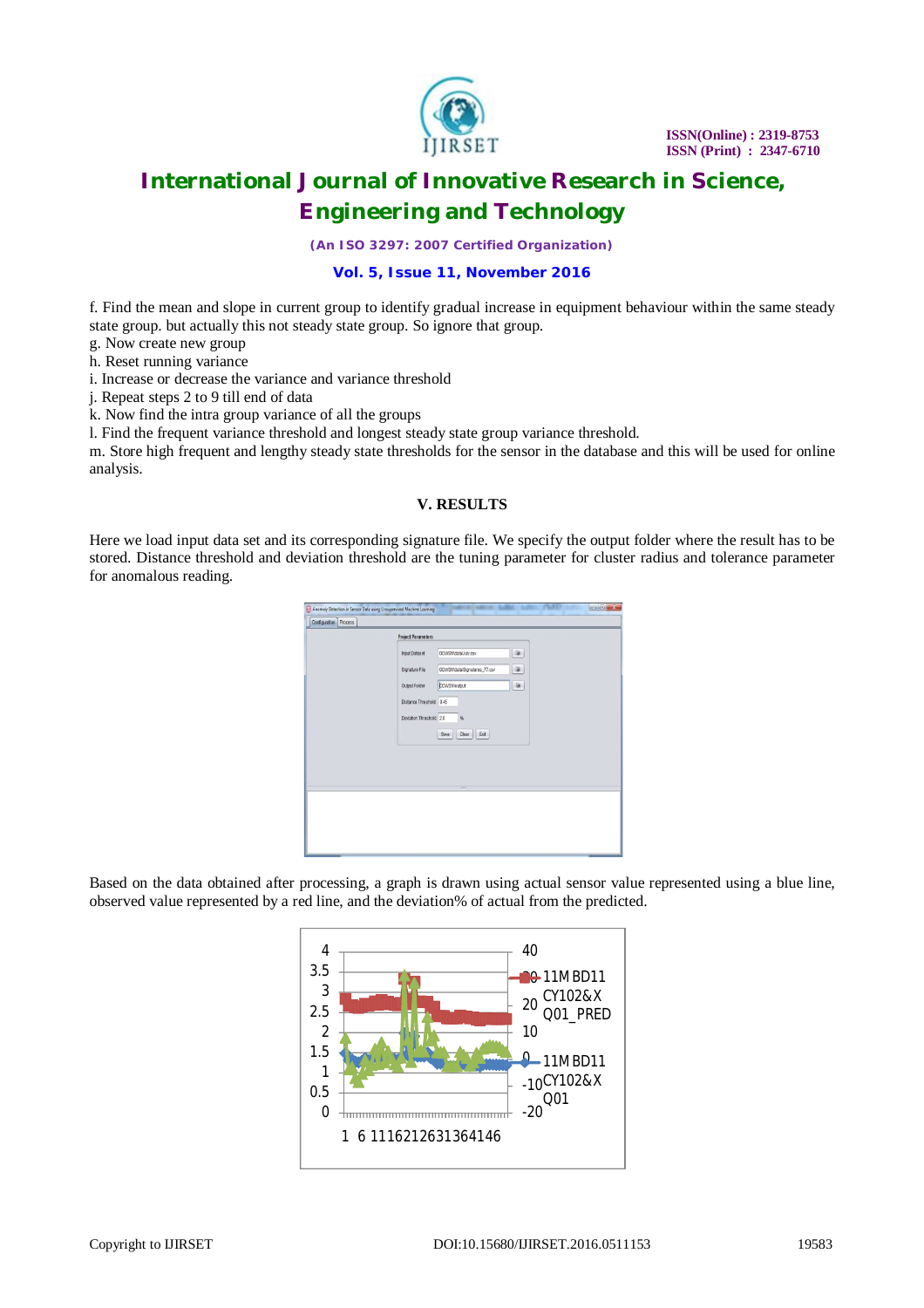f. Find the mean and slope in current group to identify gradual increase in equipment behaviour within the same steady state group. but actually this not steady state group. So ignore that group.
g. Now create new group
h. Reset running variance
i. Increase or decrease the variance and variance threshold
j. Repeat steps 2 to 9 till end of data
k. Now find the intra group variance of all the groups
l. Find the frequent variance threshold and longest steady state group variance threshold.
m. Store high frequent and lengthy steady state thresholds for the sensor in the database and this will be used for online analysis.

## V. RESULTS

Here we load input data set and its corresponding signature file. We specify the output folder where the result has to be stored. Distance threshold and deviation threshold are the tuning parameter for cluster radius and tolerance parameter for anomalous reading.

Based on the data obtained after processing, a graph is drawn using actual sensor value represented using a blue line, observed value represented by a red line, and the deviation% of actual from the predicted.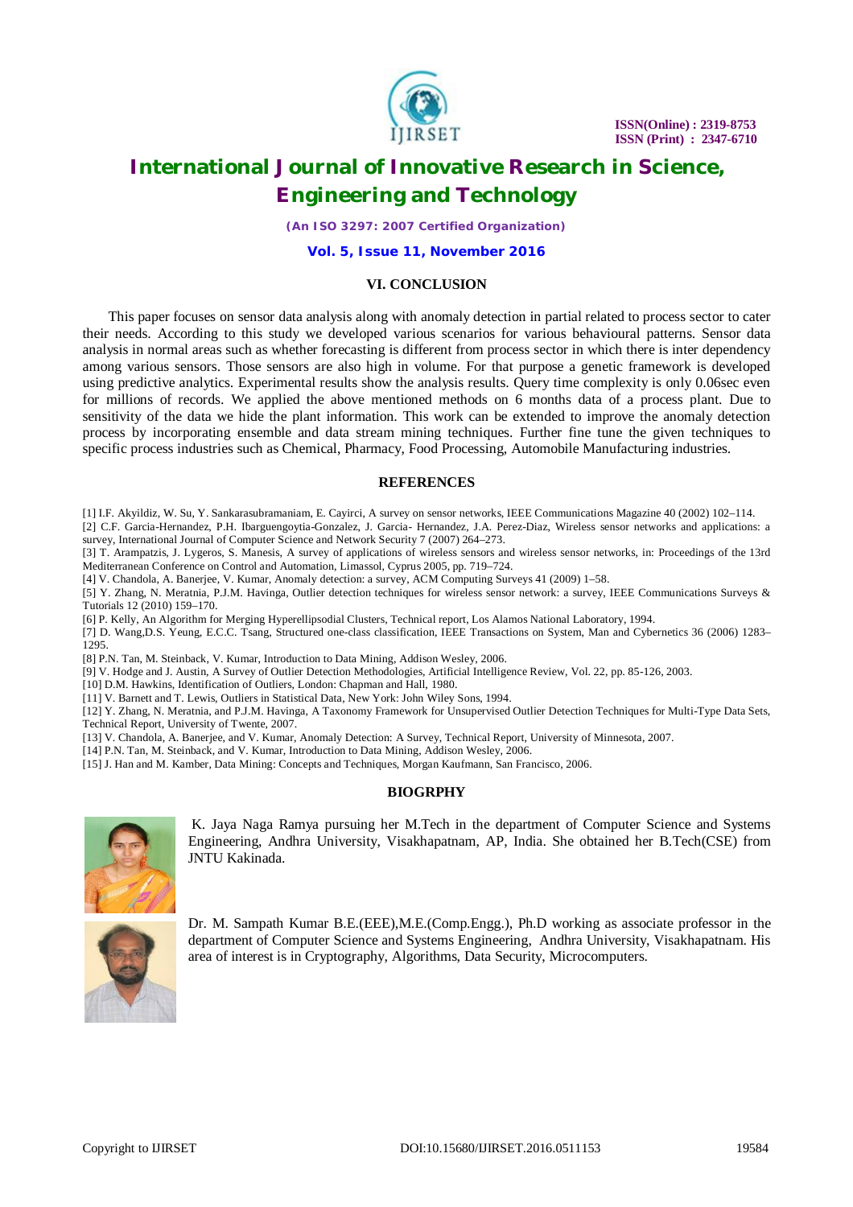## VI. CONCLUSION

This paper focuses on sensor data analysis along with anomaly detection in partial related to process sector to cater their needs. According to this study we developed various scenarios for various behavioural patterns. Sensor data analysis in normal areas such as whether forecasting is different from process sector in which there is inter dependency among various sensors. Those sensors are also high in volume. For that purpose a genetic framework is developed using predictive analytics. Experimental results show the analysis results. Query time complexity is only 0.06sec even for millions of records. We applied the above mentioned methods on 6 months data of a process plant. Due to sensitivity of the data we hide the plant information. This work can be extended to improve the anomaly detection process by incorporating ensemble and data stream mining techniques. Further fine tune the given techniques to specific process industries such as Chemical, Pharmacy, Food Processing, Automobile Manufacturing industries.

## REFERENCES

[1] I.F. Akyildiz, W. Su, Y. Sankarasubramaniam, E. Cayirci, A survey on sensor networks, IEEE Communications Magazine 40 (2002) 102–114.

[2] C.F. Garcia-Hernandez, P.H. Ibarguengoytia-Gonzalez, J. Garcia- Hernandez, J.A. Perez-Diaz, Wireless sensor networks and applications: a survey, International Journal of Computer Science and Network Security 7 (2007) 264–273.

[3] T. Arampatzis, J. Lygeros, S. Manesis, A survey of applications of wireless sensors and wireless sensor networks, in: Proceedings of the 13rd Mediterranean Conference on Control and Automation, Limassol, Cyprus 2005, pp. 719–724.

[4] V. Chandola, A. Banerjee, V. Kumar, Anomaly detection: a survey, ACM Computing Surveys 41 (2009) 1–58.

[5] Y. Zhang, N. Meratnia, P.J.M. Havinga, Outlier detection techniques for wireless sensor network: a survey, IEEE Communications Surveys & Tutorials 12 (2010) 159–170.

[6] P. Kelly, An Algorithm for Merging Hyperellipsodial Clusters, Technical report, Los Alamos National Laboratory, 1994.

[7] D. Wang,D.S. Yeung, E.C.C. Tsang, Structured one-class classification, IEEE Transactions on System, Man and Cybernetics 36 (2006) 1283–1295.

[8] P.N. Tan, M. Steinback, V. Kumar, Introduction to Data Mining, Addison Wesley, 2006.

[9] V. Hodge and J. Austin, A Survey of Outlier Detection Methodologies, Artificial Intelligence Review, Vol. 22, pp. 85-126, 2003.

[10] D.M. Hawkins, Identification of Outliers, London: Chapman and Hall, 1980.

[11] V. Barnett and T. Lewis, Outliers in Statistical Data, New York: John Wiley Sons, 1994.

[12] Y. Zhang, N. Meratnia, and P.J.M. Havinga, A Taxonomy Framework for Unsupervised Outlier Detection Techniques for Multi-Type Data Sets, Technical Report, University of Twente, 2007.

[13] V. Chandola, A. Banerjee, and V. Kumar, Anomaly Detection: A Survey, Technical Report, University of Minnesota, 2007.

[14] P.N. Tan, M. Steinback, and V. Kumar, Introduction to Data Mining, Addison Wesley, 2006.

[15] J. Han and M. Kamber, Data Mining: Concepts and Techniques, Morgan Kaufmann, San Francisco, 2006.

## BIOGRPHY

K. Jaya Naga Ramya pursuing her M.Tech in the department of Computer Science and Systems Engineering, Andhra University, Visakhapatnam, AP, India. She obtained her B.Tech(CSE) from JNTU Kakinada.

Dr. M. Sampath Kumar B.E.(EEE),M.E.(Comp.Engg.), Ph.D working as associate professor in the department of Computer Science and Systems Engineering, Andhra University, Visakhapatnam. His area of interest is in Cryptography, Algorithms, Data Security, Microcomputers.